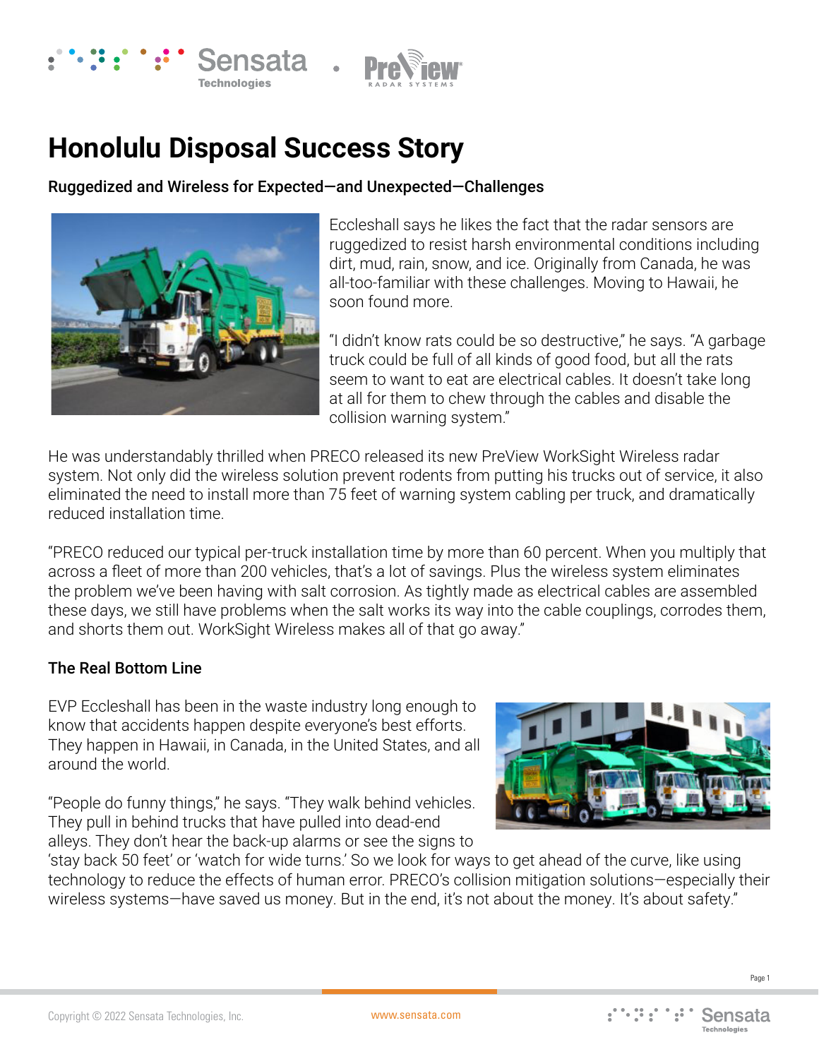# Honolulu Disposal Success Story

**Ruggedized and Wireless for Expected—and Unexpected—Challenges**

Eccleshall says he likes the fact that the radar sensors are ruggedized to resist harsh environmental conditions including dirt, mud, rain, snow, and ice. Originally from Canada, he was all-too-familiar with these challenges. Moving to Hawaii, he soon found more.

"I didn't know rats could be so destructive," he says. "A garbage truck could be full of all kinds of good food, but all the rats seem to want to eat are electrical cables. It doesn't take long at all for them to chew through the cables and disable the collision warning system."

He was understandably thrilled when PRECO released its new PreView WorkSight Wireless radar system. Not only did the wireless solution prevent rodents from putting his trucks out of service, it also eliminated the need to install more than 75 feet of warning system cabling per truck, and dramatically reduced installation time.

"PRECO reduced our typical per-truck installation time by more than 60 percent. When you multiply that across a fleet of more than 200 vehicles, that's a lot of savings. Plus the wireless system eliminates the problem we've been having with salt corrosion. As tightly made as electrical cables are assembled these days, we still have problems when the salt works its way into the cable couplings, corrodes them, and shorts them out. WorkSight Wireless makes all of that go away."

**The Real Bottom Line**

EVP Eccleshall has been in the waste industry long enough to know that accidents happen despite everyone's best efforts. They happen in Hawaii, in Canada, in the United States, and all around the world.

"People do funny things," he says. "They walk behind vehicles. They pull in behind trucks that have pulled into dead-end alleys. They don't hear the back-up alarms or see the signs to 'stay back 50 feet' or 'watch for wide turns.' So we look for ways to get ahead of the curve, like using technology to reduce the effects of human error. PRECO's collision mitigation solutions—especially their wireless systems—have saved us money. But in the end, it's not about the money. It's about safety."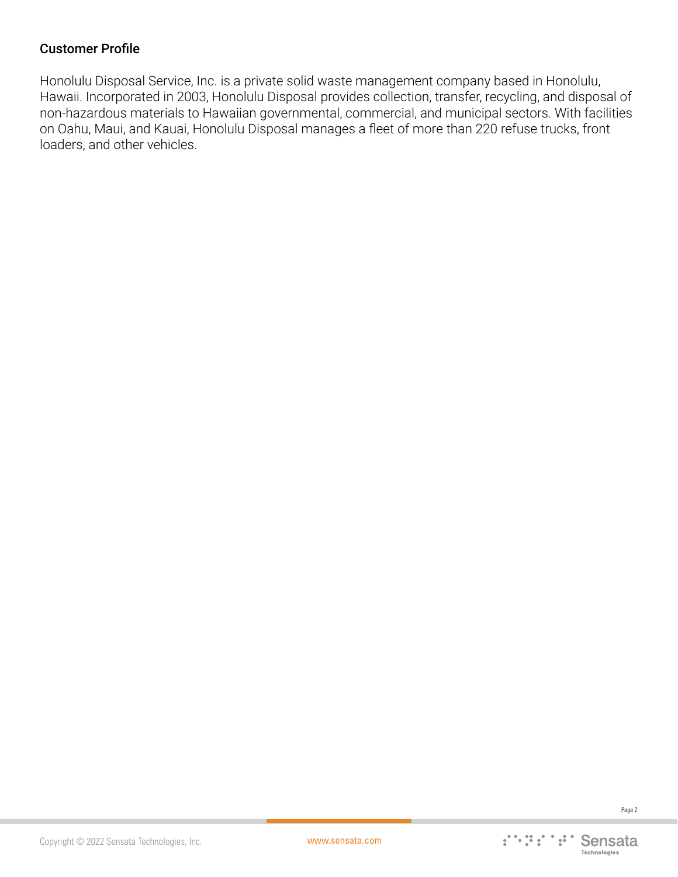## Customer Profile

Honolulu Disposal Service, Inc. is a private solid waste management company based in Honolulu, Hawaii. Incorporated in 2003, Honolulu Disposal provides collection, transfer, recycling, and disposal of non-hazardous materials to Hawaiian governmental, commercial, and municipal sectors. With facilities on Oahu, Maui, and Kauai, Honolulu Disposal manages a fleet of more than 220 refuse trucks, front loaders, and other vehicles.